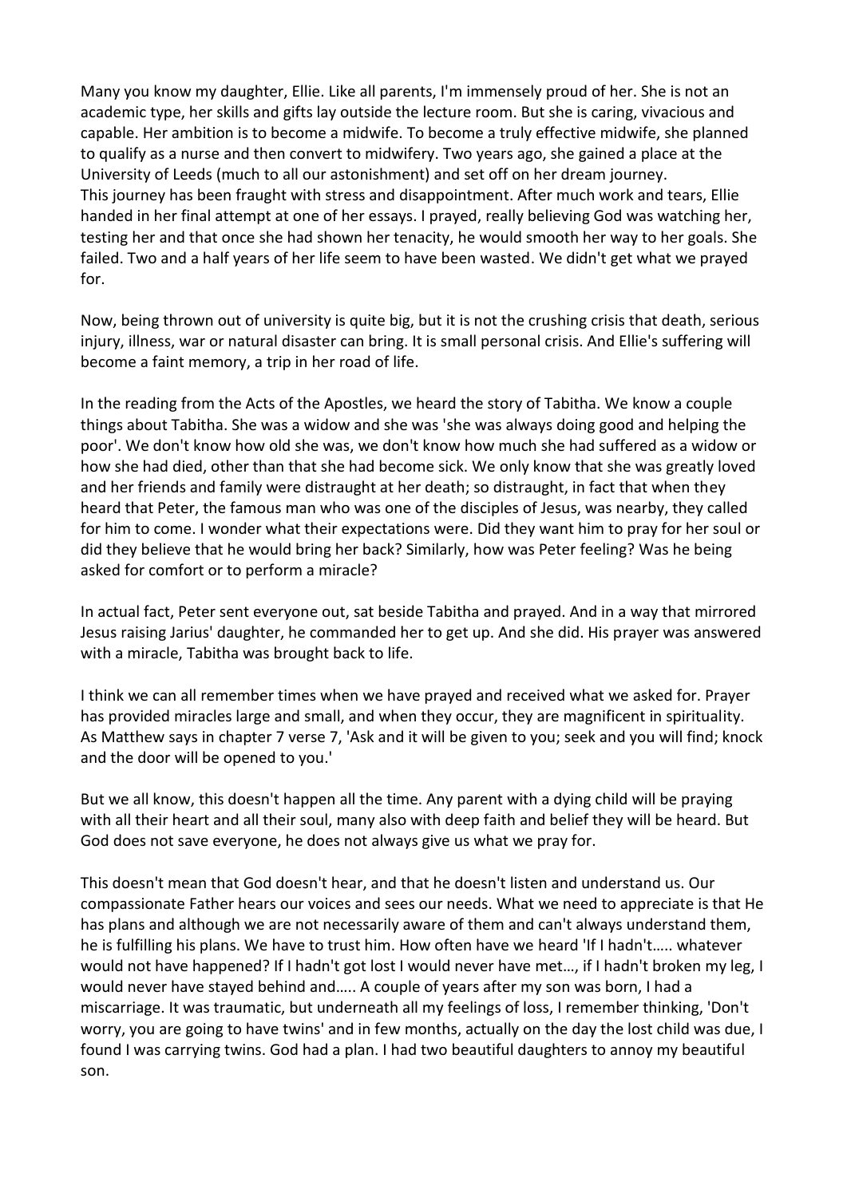Many you know my daughter, Ellie. Like all parents, I'm immensely proud of her. She is not an academic type, her skills and gifts lay outside the lecture room. But she is caring, vivacious and capable. Her ambition is to become a midwife. To become a truly effective midwife, she planned to qualify as a nurse and then convert to midwifery. Two years ago, she gained a place at the University of Leeds (much to all our astonishment) and set off on her dream journey.
This journey has been fraught with stress and disappointment. After much work and tears, Ellie handed in her final attempt at one of her essays. I prayed, really believing God was watching her, testing her and that once she had shown her tenacity, he would smooth her way to her goals. She failed. Two and a half years of her life seem to have been wasted. We didn't get what we prayed for.

Now, being thrown out of university is quite big, but it is not the crushing crisis that death, serious injury, illness, war or natural disaster can bring. It is small personal crisis. And Ellie's suffering will become a faint memory, a trip in her road of life.

In the reading from the Acts of the Apostles, we heard the story of Tabitha. We know a couple things about Tabitha. She was a widow and she was 'she was always doing good and helping the poor'. We don't know how old she was, we don't know how much she had suffered as a widow or how she had died, other than that she had become sick. We only know that she was greatly loved and her friends and family were distraught at her death; so distraught, in fact that when they heard that Peter, the famous man who was one of the disciples of Jesus, was nearby, they called for him to come. I wonder what their expectations were. Did they want him to pray for her soul or did they believe that he would bring her back? Similarly, how was Peter feeling? Was he being asked for comfort or to perform a miracle?

In actual fact, Peter sent everyone out, sat beside Tabitha and prayed. And in a way that mirrored Jesus raising Jarius' daughter, he commanded her to get up. And she did. His prayer was answered with a miracle, Tabitha was brought back to life.

I think we can all remember times when we have prayed and received what we asked for. Prayer has provided miracles large and small, and when they occur, they are magnificent in spirituality. As Matthew says in chapter 7 verse 7, 'Ask and it will be given to you; seek and you will find; knock and the door will be opened to you.'

But we all know, this doesn't happen all the time. Any parent with a dying child will be praying with all their heart and all their soul, many also with deep faith and belief they will be heard. But God does not save everyone, he does not always give us what we pray for.

This doesn't mean that God doesn't hear, and that he doesn't listen and understand us. Our compassionate Father hears our voices and sees our needs. What we need to appreciate is that He has plans and although we are not necessarily aware of them and can't always understand them, he is fulfilling his plans. We have to trust him. How often have we heard 'If I hadn't….. whatever would not have happened? If I hadn't got lost I would never have met…, if I hadn't broken my leg, I would never have stayed behind and….. A couple of years after my son was born, I had a miscarriage. It was traumatic, but underneath all my feelings of loss, I remember thinking, 'Don't worry, you are going to have twins' and in few months, actually on the day the lost child was due, I found I was carrying twins. God had a plan. I had two beautiful daughters to annoy my beautiful son.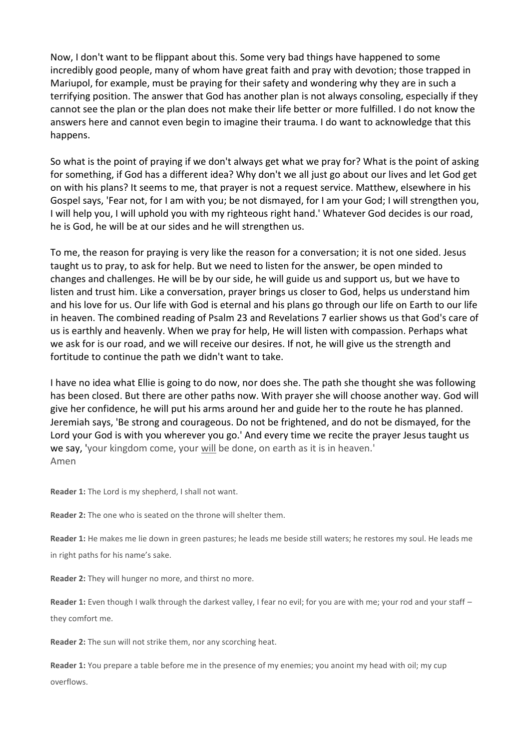Now, I don't want to be flippant about this. Some very bad things have happened to some incredibly good people, many of whom have great faith and pray with devotion; those trapped in Mariupol, for example, must be praying for their safety and wondering why they are in such a terrifying position. The answer that God has another plan is not always consoling, especially if they cannot see the plan or the plan does not make their life better or more fulfilled. I do not know the answers here and cannot even begin to imagine their trauma. I do want to acknowledge that this happens.

So what is the point of praying if we don't always get what we pray for? What is the point of asking for something, if God has a different idea? Why don't we all just go about our lives and let God get on with his plans? It seems to me, that prayer is not a request service. Matthew, elsewhere in his Gospel says, 'Fear not, for I am with you; be not dismayed, for I am your God; I will strengthen you, I will help you, I will uphold you with my righteous right hand.' Whatever God decides is our road, he is God, he will be at our sides and he will strengthen us.

To me, the reason for praying is very like the reason for a conversation; it is not one sided. Jesus taught us to pray, to ask for help. But we need to listen for the answer, be open minded to changes and challenges. He will be by our side, he will guide us and support us, but we have to listen and trust him. Like a conversation, prayer brings us closer to God, helps us understand him and his love for us. Our life with God is eternal and his plans go through our life on Earth to our life in heaven. The combined reading of Psalm 23 and Revelations 7 earlier shows us that God's care of us is earthly and heavenly. When we pray for help, He will listen with compassion. Perhaps what we ask for is our road, and we will receive our desires. If not, he will give us the strength and fortitude to continue the path we didn't want to take.

I have no idea what Ellie is going to do now, nor does she. The path she thought she was following has been closed. But there are other paths now. With prayer she will choose another way. God will give her confidence, he will put his arms around her and guide her to the route he has planned. Jeremiah says, 'Be strong and courageous. Do not be frightened, and do not be dismayed, for the Lord your God is with you wherever you go.' And every time we recite the prayer Jesus taught us we say, 'your kingdom come, your <u>will</u> be done, on earth as it is in heaven.'
Amen

**Reader 1:** The Lord is my shepherd, I shall not want.

**Reader 2:** The one who is seated on the throne will shelter them.

**Reader 1:** He makes me lie down in green pastures; he leads me beside still waters; he restores my soul. He leads me in right paths for his name's sake.

**Reader 2:** They will hunger no more, and thirst no more.

**Reader 1:** Even though I walk through the darkest valley, I fear no evil; for you are with me; your rod and your staff – they comfort me.

**Reader 2:** The sun will not strike them, nor any scorching heat.

**Reader 1:** You prepare a table before me in the presence of my enemies; you anoint my head with oil; my cup overflows.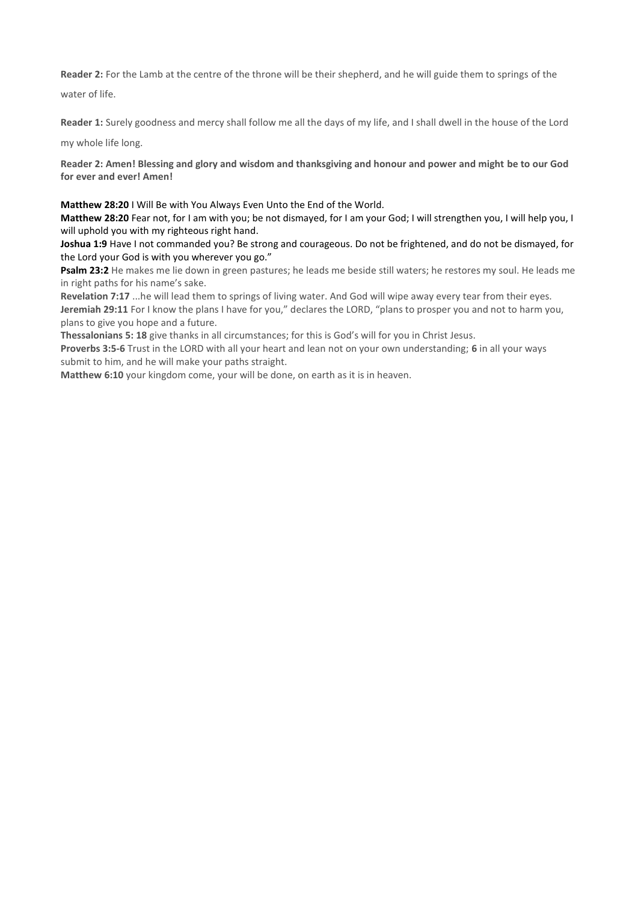**Reader 2:** For the Lamb at the centre of the throne will be their shepherd, and he will guide them to springs of the water of life.

**Reader 1:** Surely goodness and mercy shall follow me all the days of my life, and I shall dwell in the house of the Lord my whole life long.

**Reader 2: Amen! Blessing and glory and wisdom and thanksgiving and honour and power and might be to our God for ever and ever! Amen!**

**Matthew 28:20** I Will Be with You Always Even Unto the End of the World.
**Matthew 28:20** Fear not, for I am with you; be not dismayed, for I am your God; I will strengthen you, I will help you, I will uphold you with my righteous right hand.
**Joshua 1:9** Have I not commanded you? Be strong and courageous. Do not be frightened, and do not be dismayed, for the Lord your God is with you wherever you go."
**Psalm 23:2** He makes me lie down in green pastures; he leads me beside still waters; he restores my soul. He leads me in right paths for his name's sake.
**Revelation 7:17** ...he will lead them to springs of living water. And God will wipe away every tear from their eyes.
**Jeremiah 29:11** For I know the plans I have for you," declares the LORD, "plans to prosper you and not to harm you, plans to give you hope and a future.
**Thessalonians 5: 18** give thanks in all circumstances; for this is God's will for you in Christ Jesus.
**Proverbs 3:5-6** Trust in the LORD with all your heart and lean not on your own understanding; **6** in all your ways submit to him, and he will make your paths straight.
**Matthew 6:10** your kingdom come, your will be done, on earth as it is in heaven.